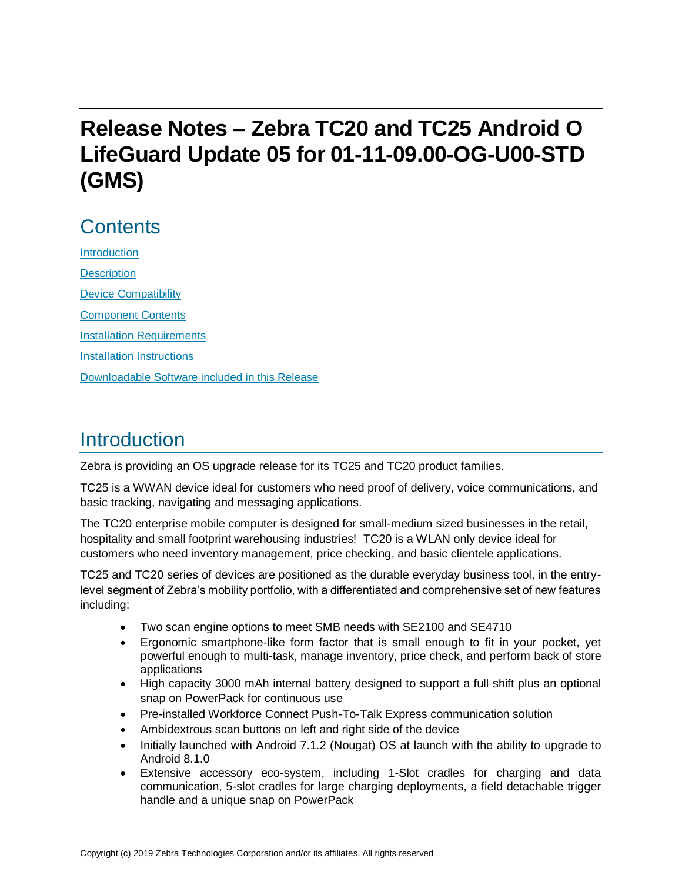# Release Notes – Zebra TC20 and TC25 Android O LifeGuard Update 05 for 01-11-09.00-OG-U00-STD (GMS)

## Contents

[Introduction](#introduction)

[Description](#description)

[Device Compatibility](#device-compatibility)

[Component Contents](#component-contents)

[Installation Requirements](#installation-requirements)

[Installation Instructions](#installation-instructions)

[Downloadable Software included in this Release](#downloadable-software-included-in-this-release)

## Introduction

Zebra is providing an OS upgrade release for its TC25 and TC20 product families.

TC25 is a WWAN device ideal for customers who need proof of delivery, voice communications, and basic tracking, navigating and messaging applications.

The TC20 enterprise mobile computer is designed for small-medium sized businesses in the retail, hospitality and small footprint warehousing industries! TC20 is a WLAN only device ideal for customers who need inventory management, price checking, and basic clientele applications.

TC25 and TC20 series of devices are positioned as the durable everyday business tool, in the entry-level segment of Zebra's mobility portfolio, with a differentiated and comprehensive set of new features including:

- Two scan engine options to meet SMB needs with SE2100 and SE4710
- Ergonomic smartphone-like form factor that is small enough to fit in your pocket, yet powerful enough to multi-task, manage inventory, price check, and perform back of store applications
- High capacity 3000 mAh internal battery designed to support a full shift plus an optional snap on PowerPack for continuous use
- Pre-installed Workforce Connect Push-To-Talk Express communication solution
- Ambidextrous scan buttons on left and right side of the device
- Initially launched with Android 7.1.2 (Nougat) OS at launch with the ability to upgrade to Android 8.1.0
- Extensive accessory eco-system, including 1-Slot cradles for charging and data communication, 5-slot cradles for large charging deployments, a field detachable trigger handle and a unique snap on PowerPack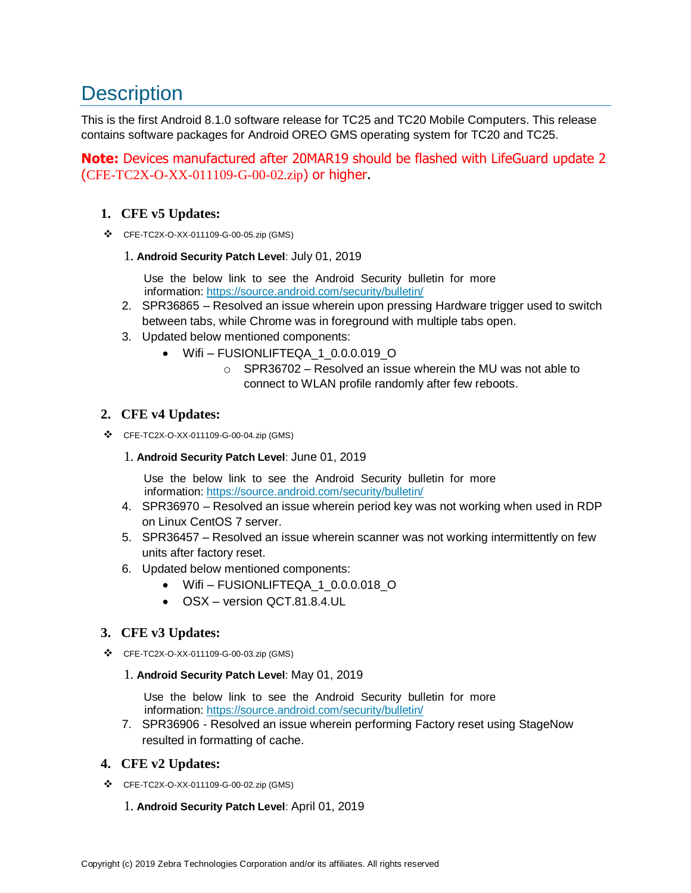# Description

This is the first Android 8.1.0 software release for TC25 and TC20 Mobile Computers. This release contains software packages for Android OREO GMS operating system for TC20 and TC25.

**Note:** Devices manufactured after 20MAR19 should be flashed with LifeGuard update 2 (CFE-TC2X-O-XX-011109-G-00-02.zip) or higher.

## 1. CFE v5 Updates:

- CFE-TC2X-O-XX-011109-G-00-05.zip (GMS)

1. **Android Security Patch Level**: July 01, 2019

   Use the below link to see the Android Security bulletin for more information: https://source.android.com/security/bulletin/

2. SPR36865 – Resolved an issue wherein upon pressing Hardware trigger used to switch between tabs, while Chrome was in foreground with multiple tabs open.
3. Updated below mentioned components:
   - Wifi – FUSIONLIFTEQA_1_0.0.0.019_O
     - SPR36702 – Resolved an issue wherein the MU was not able to connect to WLAN profile randomly after few reboots.

## 2. CFE v4 Updates:

- CFE-TC2X-O-XX-011109-G-00-04.zip (GMS)

1. **Android Security Patch Level**: June 01, 2019

   Use the below link to see the Android Security bulletin for more information: https://source.android.com/security/bulletin/

4. SPR36970 – Resolved an issue wherein period key was not working when used in RDP on Linux CentOS 7 server.
5. SPR36457 – Resolved an issue wherein scanner was not working intermittently on few units after factory reset.
6. Updated below mentioned components:
   - Wifi – FUSIONLIFTEQA_1_0.0.0.018_O
   - OSX – version QCT.81.8.4.UL

## 3. CFE v3 Updates:

- CFE-TC2X-O-XX-011109-G-00-03.zip (GMS)

1. **Android Security Patch Level**: May 01, 2019

   Use the below link to see the Android Security bulletin for more information: https://source.android.com/security/bulletin/

7. SPR36906 - Resolved an issue wherein performing Factory reset using StageNow resulted in formatting of cache.

## 4. CFE v2 Updates:

- CFE-TC2X-O-XX-011109-G-00-02.zip (GMS)

1. **Android Security Patch Level**: April 01, 2019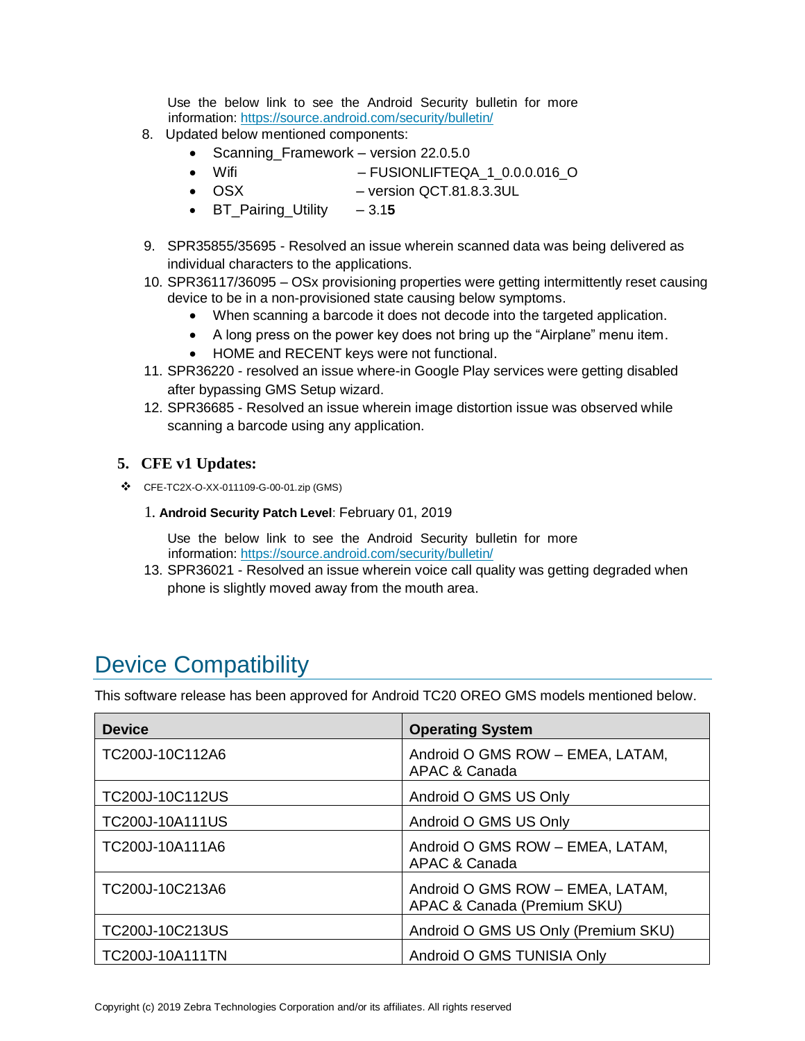Use the below link to see the Android Security bulletin for more information: https://source.android.com/security/bulletin/

8. Updated below mentioned components:
   - Scanning_Framework – version 22.0.5.0
   - Wifi – FUSIONLIFTEQA_1_0.0.0.016_O
   - OSX – version QCT.81.8.3.3UL
   - BT_Pairing_Utility – 3.1**5**

9. SPR35855/35695 - Resolved an issue wherein scanned data was being delivered as individual characters to the applications.
10. SPR36117/36095 – OSx provisioning properties were getting intermittently reset causing device to be in a non-provisioned state causing below symptoms.
    - When scanning a barcode it does not decode into the targeted application.
    - A long press on the power key does not bring up the “Airplane” menu item.
    - HOME and RECENT keys were not functional.
11. SPR36220 - resolved an issue where-in Google Play services were getting disabled after bypassing GMS Setup wizard.
12. SPR36685 - Resolved an issue wherein image distortion issue was observed while scanning a barcode using any application.

### 5. CFE v1 Updates:

- CFE-TC2X-O-XX-011109-G-00-01.zip (GMS)

1. **Android Security Patch Level**: February 01, 2019

   Use the below link to see the Android Security bulletin for more information: https://source.android.com/security/bulletin/

13. SPR36021 - Resolved an issue wherein voice call quality was getting degraded when phone is slightly moved away from the mouth area.

# Device Compatibility

This software release has been approved for Android TC20 OREO GMS models mentioned below.

| Device | Operating System |
|---|---|
| TC200J-10C112A6 | Android O GMS ROW – EMEA, LATAM, APAC & Canada |
| TC200J-10C112US | Android O GMS US Only |
| TC200J-10A111US | Android O GMS US Only |
| TC200J-10A111A6 | Android O GMS ROW – EMEA, LATAM, APAC & Canada |
| TC200J-10C213A6 | Android O GMS ROW – EMEA, LATAM, APAC & Canada (Premium SKU) |
| TC200J-10C213US | Android O GMS US Only (Premium SKU) |
| TC200J-10A111TN | Android O GMS TUNISIA Only |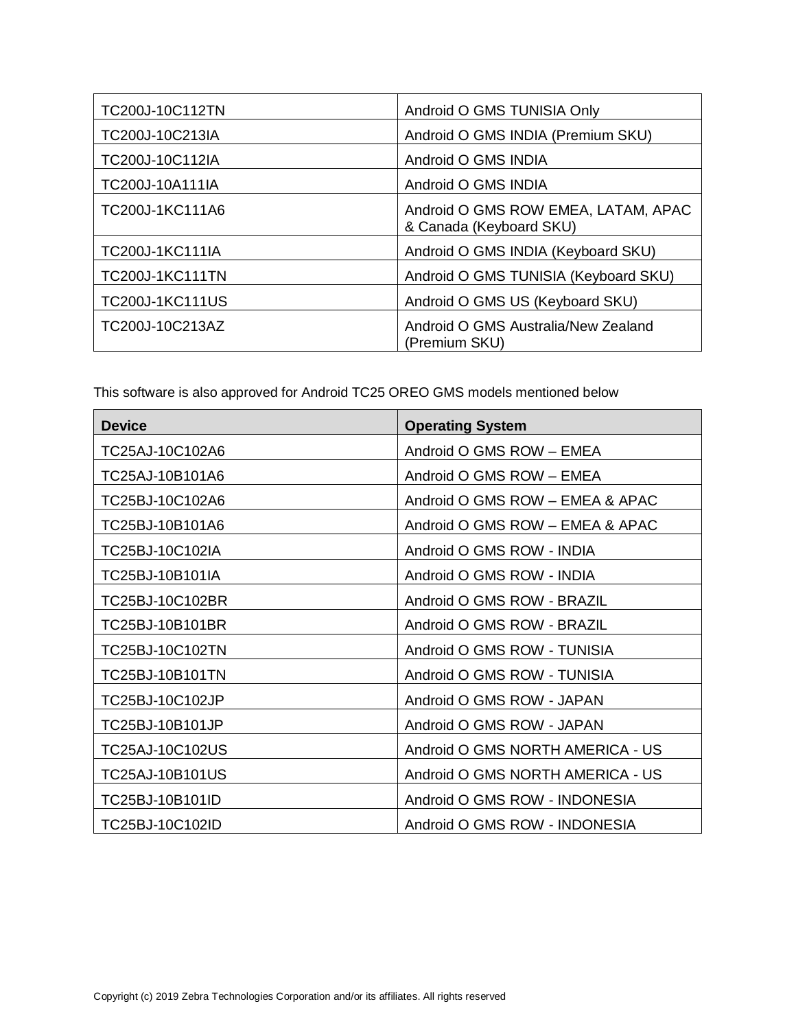| TC200J-10C112TN | Android O GMS TUNISIA Only |
| --- | --- |
| TC200J-10C213IA | Android O GMS INDIA (Premium SKU) |
| TC200J-10C112IA | Android O GMS INDIA |
| TC200J-10A111IA | Android O GMS INDIA |
| TC200J-1KC111A6 | Android O GMS ROW EMEA, LATAM, APAC & Canada (Keyboard SKU) |
| TC200J-1KC111IA | Android O GMS INDIA (Keyboard SKU) |
| TC200J-1KC111TN | Android O GMS TUNISIA (Keyboard SKU) |
| TC200J-1KC111US | Android O GMS US (Keyboard SKU) |
| TC200J-10C213AZ | Android O GMS Australia/New Zealand (Premium SKU) |

This software is also approved for Android TC25 OREO GMS models mentioned below

| **Device** | **Operating System** |
| --- | --- |
| TC25AJ-10C102A6 | Android O GMS ROW – EMEA |
| TC25AJ-10B101A6 | Android O GMS ROW – EMEA |
| TC25BJ-10C102A6 | Android O GMS ROW – EMEA & APAC |
| TC25BJ-10B101A6 | Android O GMS ROW – EMEA & APAC |
| TC25BJ-10C102IA | Android O GMS ROW - INDIA |
| TC25BJ-10B101IA | Android O GMS ROW - INDIA |
| TC25BJ-10C102BR | Android O GMS ROW - BRAZIL |
| TC25BJ-10B101BR | Android O GMS ROW - BRAZIL |
| TC25BJ-10C102TN | Android O GMS ROW - TUNISIA |
| TC25BJ-10B101TN | Android O GMS ROW - TUNISIA |
| TC25BJ-10C102JP | Android O GMS ROW - JAPAN |
| TC25BJ-10B101JP | Android O GMS ROW - JAPAN |
| TC25AJ-10C102US | Android O GMS NORTH AMERICA - US |
| TC25AJ-10B101US | Android O GMS NORTH AMERICA - US |
| TC25BJ-10B101ID | Android O GMS ROW - INDONESIA |
| TC25BJ-10C102ID | Android O GMS ROW - INDONESIA |

Copyright (c) 2019 Zebra Technologies Corporation and/or its affiliates. All rights reserved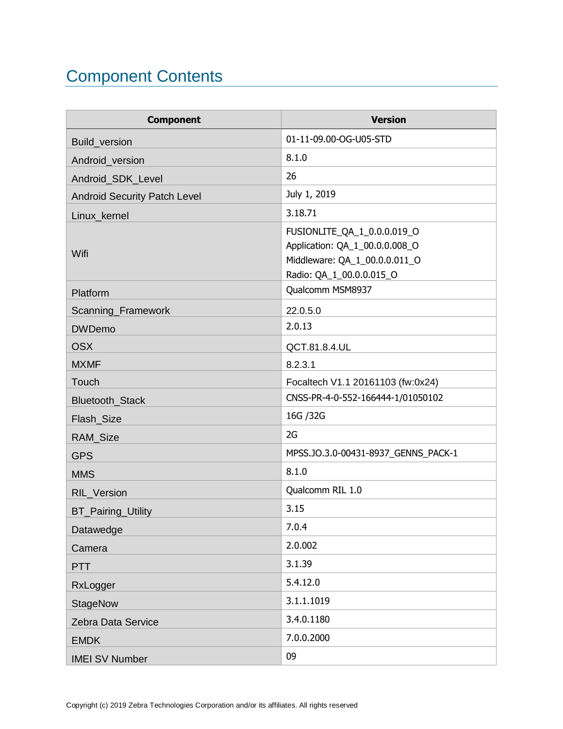# Component Contents

| Component | Version |
|---|---|
| Build_version | 01-11-09.00-OG-U05-STD |
| Android_version | 8.1.0 |
| Android_SDK_Level | 26 |
| Android Security Patch Level | July 1, 2019 |
| Linux_kernel | 3.18.71 |
| Wifi | FUSIONLITE_QA_1_0.0.0.019_O<br>Application: QA_1_00.0.0.008_O<br>Middleware: QA_1_00.0.0.011_O<br>Radio: QA_1_00.0.0.015_O |
| Platform | Qualcomm MSM8937 |
| Scanning_Framework | 22.0.5.0 |
| DWDemo | 2.0.13 |
| OSX | QCT.81.8.4.UL |
| MXMF | 8.2.3.1 |
| Touch | Focaltech V1.1 20161103 (fw:0x24) |
| Bluetooth_Stack | CNSS-PR-4-0-552-166444-1/01050102 |
| Flash_Size | 16G /32G |
| RAM_Size | 2G |
| GPS | MPSS.JO.3.0-00431-8937_GENNS_PACK-1 |
| MMS | 8.1.0 |
| RIL_Version | Qualcomm RIL 1.0 |
| BT_Pairing_Utility | 3.15 |
| Datawedge | 7.0.4 |
| Camera | 2.0.002 |
| PTT | 3.1.39 |
| RxLogger | 5.4.12.0 |
| StageNow | 3.1.1.1019 |
| Zebra Data Service | 3.4.0.1180 |
| EMDK | 7.0.0.2000 |
| IMEI SV Number | 09 |

Copyright (c) 2019 Zebra Technologies Corporation and/or its affiliates. All rights reserved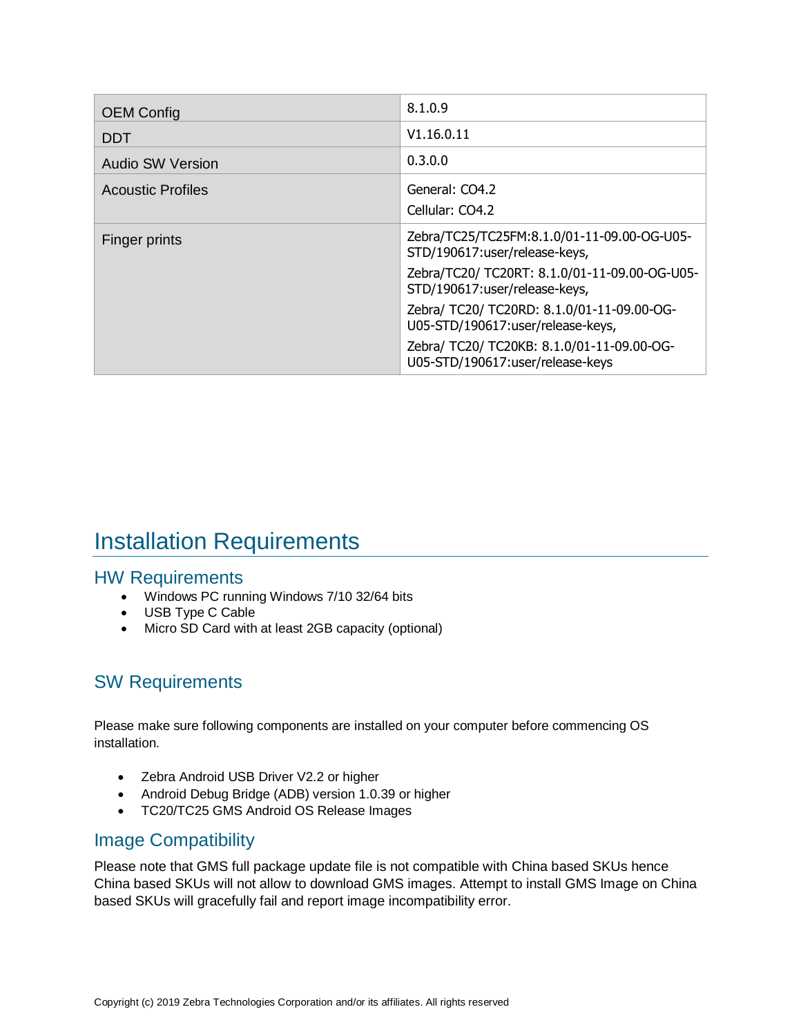| | |
|---|---|
| OEM Config | 8.1.0.9 |
| DDT | V1.16.0.11 |
| Audio SW Version | 0.3.0.0 |
| Acoustic Profiles | General: CO4.2<br>Cellular: CO4.2 |
| Finger prints | Zebra/TC25/TC25FM:8.1.0/01-11-09.00-OG-U05-STD/190617:user/release-keys,<br>Zebra/TC20/ TC20RT: 8.1.0/01-11-09.00-OG-U05-STD/190617:user/release-keys,<br>Zebra/ TC20/ TC20RD: 8.1.0/01-11-09.00-OG-U05-STD/190617:user/release-keys,<br>Zebra/ TC20/ TC20KB: 8.1.0/01-11-09.00-OG-U05-STD/190617:user/release-keys |

# Installation Requirements

## HW Requirements

- Windows PC running Windows 7/10 32/64 bits
- USB Type C Cable
- Micro SD Card with at least 2GB capacity (optional)

## SW Requirements

Please make sure following components are installed on your computer before commencing OS installation.

- Zebra Android USB Driver V2.2 or higher
- Android Debug Bridge (ADB) version 1.0.39 or higher
- TC20/TC25 GMS Android OS Release Images

## Image Compatibility

Please note that GMS full package update file is not compatible with China based SKUs hence China based SKUs will not allow to download GMS images. Attempt to install GMS Image on China based SKUs will gracefully fail and report image incompatibility error.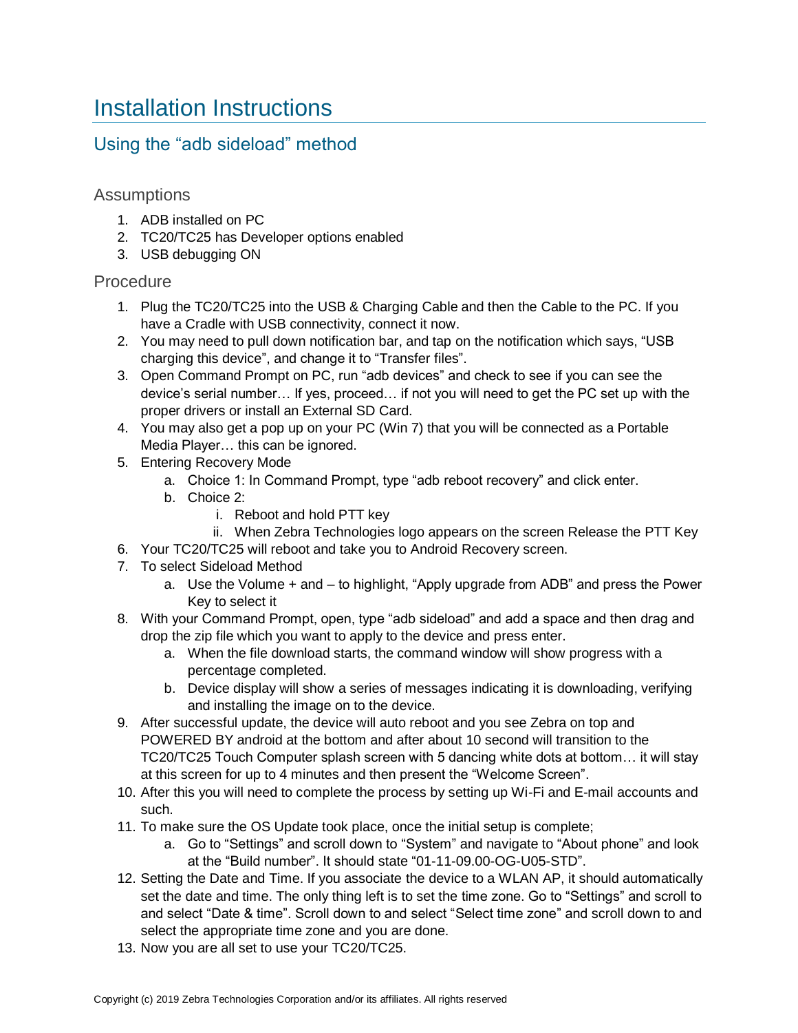# Installation Instructions

## Using the “adb sideload” method

### Assumptions

1. ADB installed on PC
2. TC20/TC25 has Developer options enabled
3. USB debugging ON

### Procedure

1. Plug the TC20/TC25 into the USB & Charging Cable and then the Cable to the PC. If you have a Cradle with USB connectivity, connect it now.
2. You may need to pull down notification bar, and tap on the notification which says, “USB charging this device”, and change it to “Transfer files”.
3. Open Command Prompt on PC, run “adb devices” and check to see if you can see the device’s serial number… If yes, proceed… if not you will need to get the PC set up with the proper drivers or install an External SD Card.
4. You may also get a pop up on your PC (Win 7) that you will be connected as a Portable Media Player… this can be ignored.
5. Entering Recovery Mode
    a. Choice 1: In Command Prompt, type “adb reboot recovery” and click enter.
    b. Choice 2:
        i. Reboot and hold PTT key
        ii. When Zebra Technologies logo appears on the screen Release the PTT Key
6. Your TC20/TC25 will reboot and take you to Android Recovery screen.
7. To select Sideload Method
    a. Use the Volume + and – to highlight, “Apply upgrade from ADB” and press the Power Key to select it
8. With your Command Prompt, open, type “adb sideload” and add a space and then drag and drop the zip file which you want to apply to the device and press enter.
    a. When the file download starts, the command window will show progress with a percentage completed.
    b. Device display will show a series of messages indicating it is downloading, verifying and installing the image on to the device.
9. After successful update, the device will auto reboot and you see Zebra on top and POWERED BY android at the bottom and after about 10 second will transition to the TC20/TC25 Touch Computer splash screen with 5 dancing white dots at bottom… it will stay at this screen for up to 4 minutes and then present the “Welcome Screen”.
10. After this you will need to complete the process by setting up Wi-Fi and E-mail accounts and such.
11. To make sure the OS Update took place, once the initial setup is complete;
    a. Go to “Settings” and scroll down to “System” and navigate to “About phone” and look at the “Build number”. It should state “01-11-09.00-OG-U05-STD”.
12. Setting the Date and Time. If you associate the device to a WLAN AP, it should automatically set the date and time. The only thing left is to set the time zone. Go to “Settings” and scroll to and select “Date & time”. Scroll down to and select “Select time zone” and scroll down to and select the appropriate time zone and you are done.
13. Now you are all set to use your TC20/TC25.

Copyright (c) 2019 Zebra Technologies Corporation and/or its affiliates. All rights reserved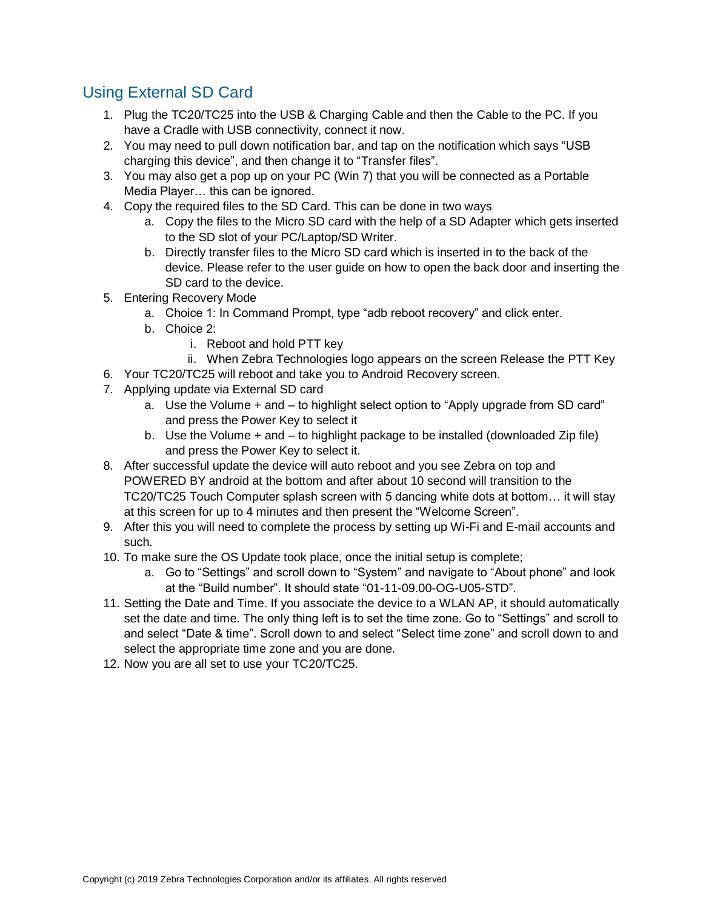## Using External SD Card

1. Plug the TC20/TC25 into the USB & Charging Cable and then the Cable to the PC. If you have a Cradle with USB connectivity, connect it now.
2. You may need to pull down notification bar, and tap on the notification which says "USB charging this device", and then change it to "Transfer files".
3. You may also get a pop up on your PC (Win 7) that you will be connected as a Portable Media Player… this can be ignored.
4. Copy the required files to the SD Card. This can be done in two ways
   a. Copy the files to the Micro SD card with the help of a SD Adapter which gets inserted to the SD slot of your PC/Laptop/SD Writer.
   b. Directly transfer files to the Micro SD card which is inserted in to the back of the device. Please refer to the user guide on how to open the back door and inserting the SD card to the device.
5. Entering Recovery Mode
   a. Choice 1: In Command Prompt, type "adb reboot recovery" and click enter.
   b. Choice 2:
      i. Reboot and hold PTT key
      ii. When Zebra Technologies logo appears on the screen Release the PTT Key
6. Your TC20/TC25 will reboot and take you to Android Recovery screen.
7. Applying update via External SD card
   a. Use the Volume + and – to highlight select option to "Apply upgrade from SD card" and press the Power Key to select it
   b. Use the Volume + and – to highlight package to be installed (downloaded Zip file) and press the Power Key to select it.
8. After successful update the device will auto reboot and you see Zebra on top and POWERED BY android at the bottom and after about 10 second will transition to the TC20/TC25 Touch Computer splash screen with 5 dancing white dots at bottom… it will stay at this screen for up to 4 minutes and then present the "Welcome Screen".
9. After this you will need to complete the process by setting up Wi-Fi and E-mail accounts and such.
10. To make sure the OS Update took place, once the initial setup is complete;
    a. Go to "Settings" and scroll down to "System" and navigate to "About phone" and look at the "Build number". It should state "01-11-09.00-OG-U05-STD".
11. Setting the Date and Time. If you associate the device to a WLAN AP, it should automatically set the date and time. The only thing left is to set the time zone. Go to "Settings" and scroll to and select "Date & time". Scroll down to and select "Select time zone" and scroll down to and select the appropriate time zone and you are done.
12. Now you are all set to use your TC20/TC25.

Copyright (c) 2019 Zebra Technologies Corporation and/or its affiliates. All rights reserved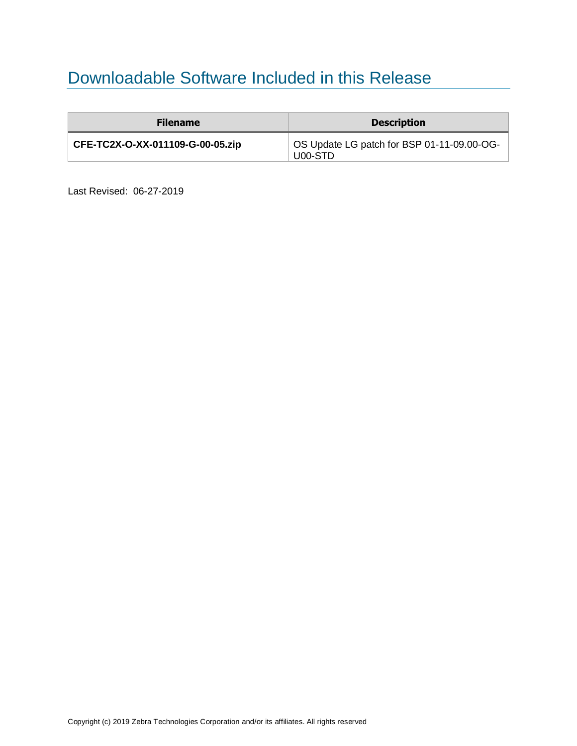# Downloadable Software Included in this Release

| Filename | Description |
|---|---|
| **CFE-TC2X-O-XX-011109-G-00-05.zip** | OS Update LG patch for BSP 01-11-09.00-OG-U00-STD |

Last Revised: 06-27-2019

Copyright (c) 2019 Zebra Technologies Corporation and/or its affiliates. All rights reserved